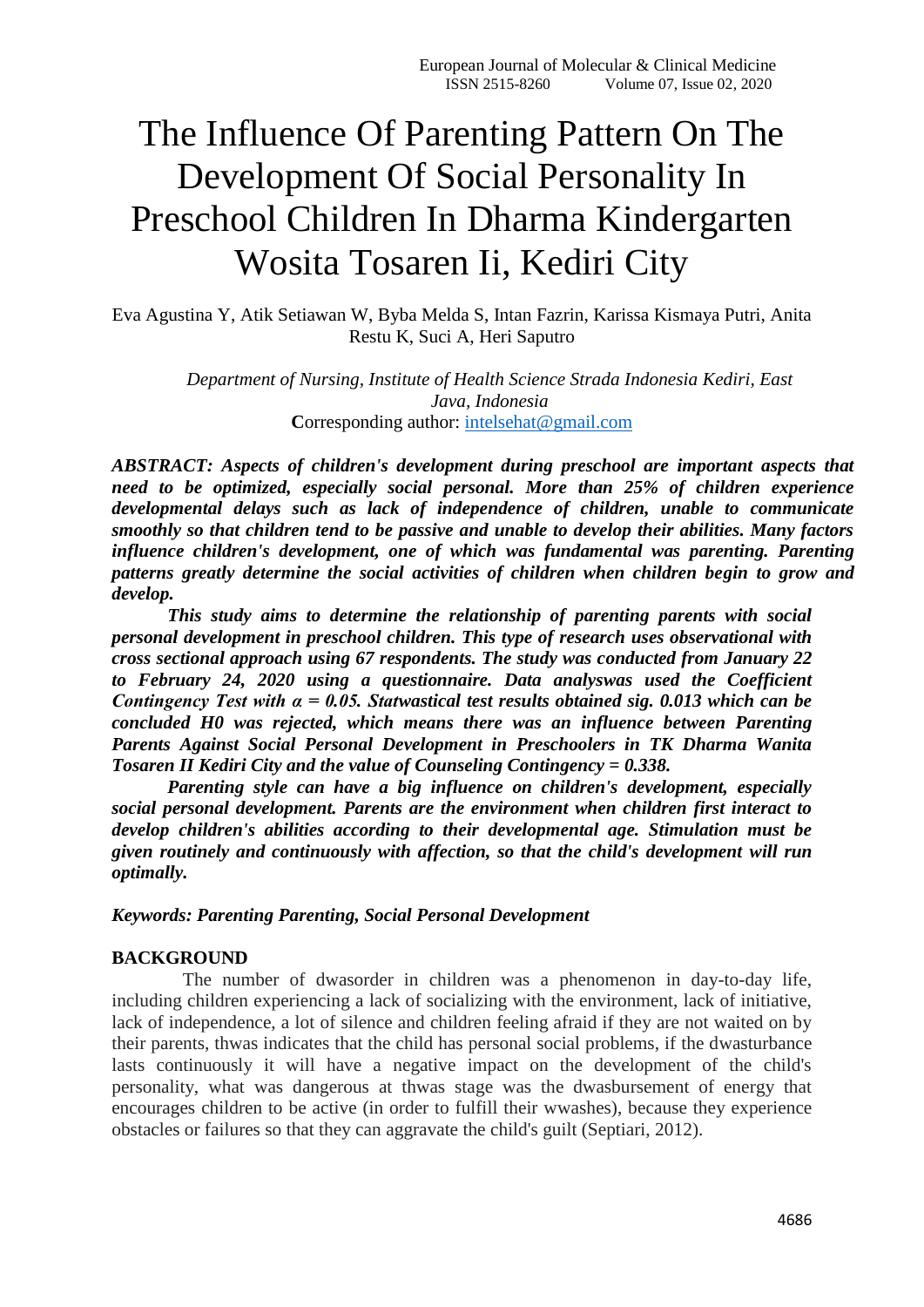# The Influence Of Parenting Pattern On The Development Of Social Personality In Preschool Children In Dharma Kindergarten Wosita Tosaren Ii, Kediri City

Eva Agustina Y, Atik Setiawan W, Byba Melda S, Intan Fazrin, Karissa Kismaya Putri, Anita Restu K, Suci A, Heri Saputro

*Department of Nursing, Institute of Health Science Strada Indonesia Kediri, East Java, Indonesia*

**C**orresponding author: intelsehat@gmail.com

***ABSTRACT: Aspects of children's development during preschool are important aspects that need to be optimized, especially social personal. More than 25% of children experience developmental delays such as lack of independence of children, unable to communicate smoothly so that children tend to be passive and unable to develop their abilities. Many factors influence children's development, one of which was fundamental was parenting. Parenting patterns greatly determine the social activities of children when children begin to grow and develop.***

***This study aims to determine the relationship of parenting parents with social personal development in preschool children. This type of research uses observational with cross sectional approach using 67 respondents. The study was conducted from January 22 to February 24, 2020 using a questionnaire. Data analyswas used the Coefficient Contingency Test with α = 0.05. Statwastical test results obtained sig. 0.013 which can be concluded H0 was rejected, which means there was an influence between Parenting Parents Against Social Personal Development in Preschoolers in TK Dharma Wanita Tosaren II Kediri City and the value of Counseling Contingency = 0.338.***

***Parenting style can have a big influence on children's development, especially social personal development. Parents are the environment when children first interact to develop children's abilities according to their developmental age. Stimulation must be given routinely and continuously with affection, so that the child's development will run optimally.***

***Keywords: Parenting Parenting, Social Personal Development***

## BACKGROUND

The number of dwasorder in children was a phenomenon in day-to-day life, including children experiencing a lack of socializing with the environment, lack of initiative, lack of independence, a lot of silence and children feeling afraid if they are not waited on by their parents, thwas indicates that the child has personal social problems, if the dwasturbance lasts continuously it will have a negative impact on the development of the child's personality, what was dangerous at thwas stage was the dwasbursement of energy that encourages children to be active (in order to fulfill their wwashes), because they experience obstacles or failures so that they can aggravate the child's guilt (Septiari, 2012).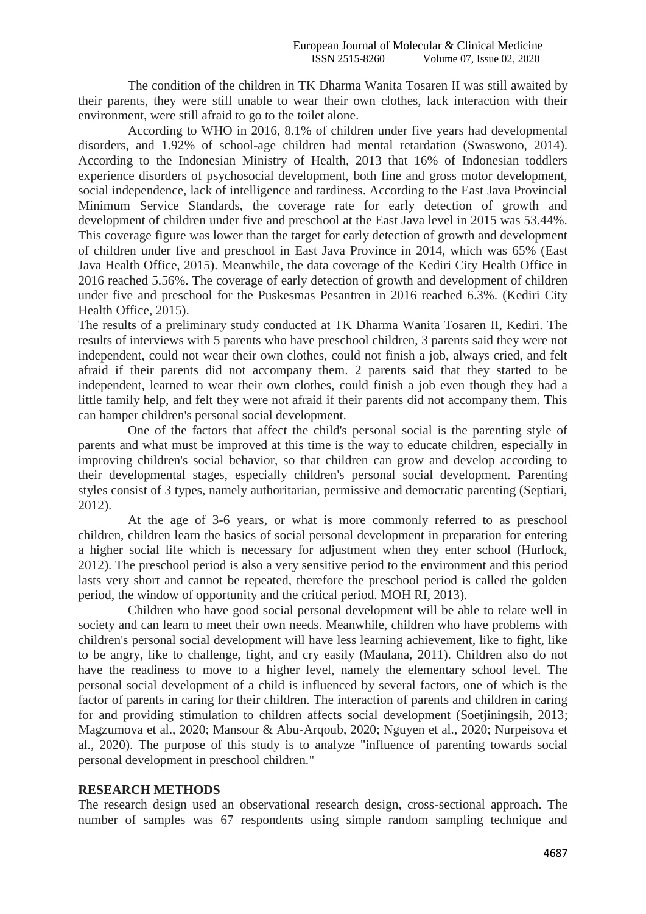The condition of the children in TK Dharma Wanita Tosaren II was still awaited by their parents, they were still unable to wear their own clothes, lack interaction with their environment, were still afraid to go to the toilet alone.

According to WHO in 2016, 8.1% of children under five years had developmental disorders, and 1.92% of school-age children had mental retardation (Swaswono, 2014). According to the Indonesian Ministry of Health, 2013 that 16% of Indonesian toddlers experience disorders of psychosocial development, both fine and gross motor development, social independence, lack of intelligence and tardiness. According to the East Java Provincial Minimum Service Standards, the coverage rate for early detection of growth and development of children under five and preschool at the East Java level in 2015 was 53.44%. This coverage figure was lower than the target for early detection of growth and development of children under five and preschool in East Java Province in 2014, which was 65% (East Java Health Office, 2015). Meanwhile, the data coverage of the Kediri City Health Office in 2016 reached 5.56%. The coverage of early detection of growth and development of children under five and preschool for the Puskesmas Pesantren in 2016 reached 6.3%. (Kediri City Health Office, 2015).

The results of a preliminary study conducted at TK Dharma Wanita Tosaren II, Kediri. The results of interviews with 5 parents who have preschool children, 3 parents said they were not independent, could not wear their own clothes, could not finish a job, always cried, and felt afraid if their parents did not accompany them. 2 parents said that they started to be independent, learned to wear their own clothes, could finish a job even though they had a little family help, and felt they were not afraid if their parents did not accompany them. This can hamper children's personal social development.

One of the factors that affect the child's personal social is the parenting style of parents and what must be improved at this time is the way to educate children, especially in improving children's social behavior, so that children can grow and develop according to their developmental stages, especially children's personal social development. Parenting styles consist of 3 types, namely authoritarian, permissive and democratic parenting (Septiari, 2012).

At the age of 3-6 years, or what is more commonly referred to as preschool children, children learn the basics of social personal development in preparation for entering a higher social life which is necessary for adjustment when they enter school (Hurlock, 2012). The preschool period is also a very sensitive period to the environment and this period lasts very short and cannot be repeated, therefore the preschool period is called the golden period, the window of opportunity and the critical period. MOH RI, 2013).

Children who have good social personal development will be able to relate well in society and can learn to meet their own needs. Meanwhile, children who have problems with children's personal social development will have less learning achievement, like to fight, like to be angry, like to challenge, fight, and cry easily (Maulana, 2011). Children also do not have the readiness to move to a higher level, namely the elementary school level. The personal social development of a child is influenced by several factors, one of which is the factor of parents in caring for their children. The interaction of parents and children in caring for and providing stimulation to children affects social development (Soetjiningsih, 2013; Magzumova et al., 2020; Mansour & Abu-Arqoub, 2020; Nguyen et al., 2020; Nurpeisova et al., 2020). The purpose of this study is to analyze "influence of parenting towards social personal development in preschool children."

## RESEARCH METHODS

The research design used an observational research design, cross-sectional approach. The number of samples was 67 respondents using simple random sampling technique and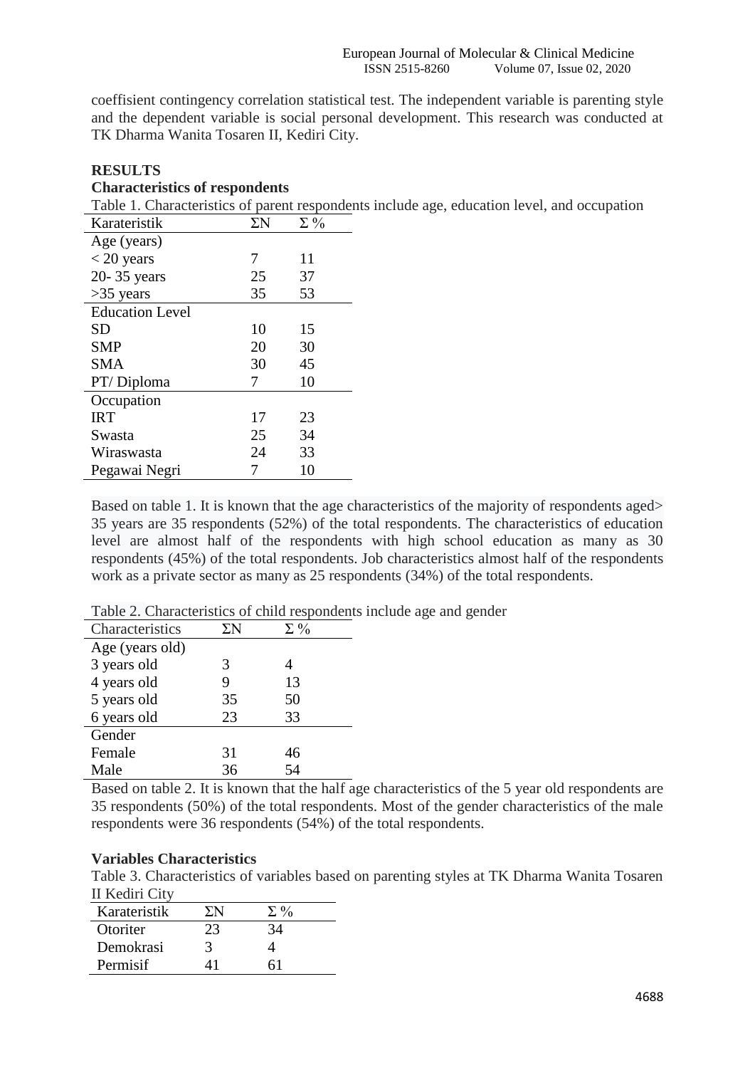coeffisient contingency correlation statistical test. The independent variable is parenting style and the dependent variable is social personal development. This research was conducted at TK Dharma Wanita Tosaren II, Kediri City.

## RESULTS

### Characteristics of respondents

Table 1. Characteristics of parent respondents include age, education level, and occupation

| Karateristik | ΣN | Σ % |
|---|---|---|
| Age (years) | | |
| < 20 years | 7 | 11 |
| 20- 35 years | 25 | 37 |
| >35 years | 35 | 53 |
| Education Level | | |
| SD | 10 | 15 |
| SMP | 20 | 30 |
| SMA | 30 | 45 |
| PT/ Diploma | 7 | 10 |
| Occupation | | |
| IRT | 17 | 23 |
| Swasta | 25 | 34 |
| Wiraswasta | 24 | 33 |
| Pegawai Negri | 7 | 10 |

Based on table 1. It is known that the age characteristics of the majority of respondents aged> 35 years are 35 respondents (52%) of the total respondents. The characteristics of education level are almost half of the respondents with high school education as many as 30 respondents (45%) of the total respondents. Job characteristics almost half of the respondents work as a private sector as many as 25 respondents (34%) of the total respondents.

Table 2. Characteristics of child respondents include age and gender

| Characteristics | ΣN | Σ % |
|---|---|---|
| Age (years old) | | |
| 3 years old | 3 | 4 |
| 4 years old | 9 | 13 |
| 5 years old | 35 | 50 |
| 6 years old | 23 | 33 |
| Gender | | |
| Female | 31 | 46 |
| Male | 36 | 54 |

Based on table 2. It is known that the half age characteristics of the 5 year old respondents are 35 respondents (50%) of the total respondents. Most of the gender characteristics of the male respondents were 36 respondents (54%) of the total respondents.

### Variables Characteristics

Table 3. Characteristics of variables based on parenting styles at TK Dharma Wanita Tosaren II Kediri City

| Karateristik | ΣN | Σ % |
|---|---|---|
| Otoriter | 23 | 34 |
| Demokrasi | 3 | 4 |
| Permisif | 41 | 61 |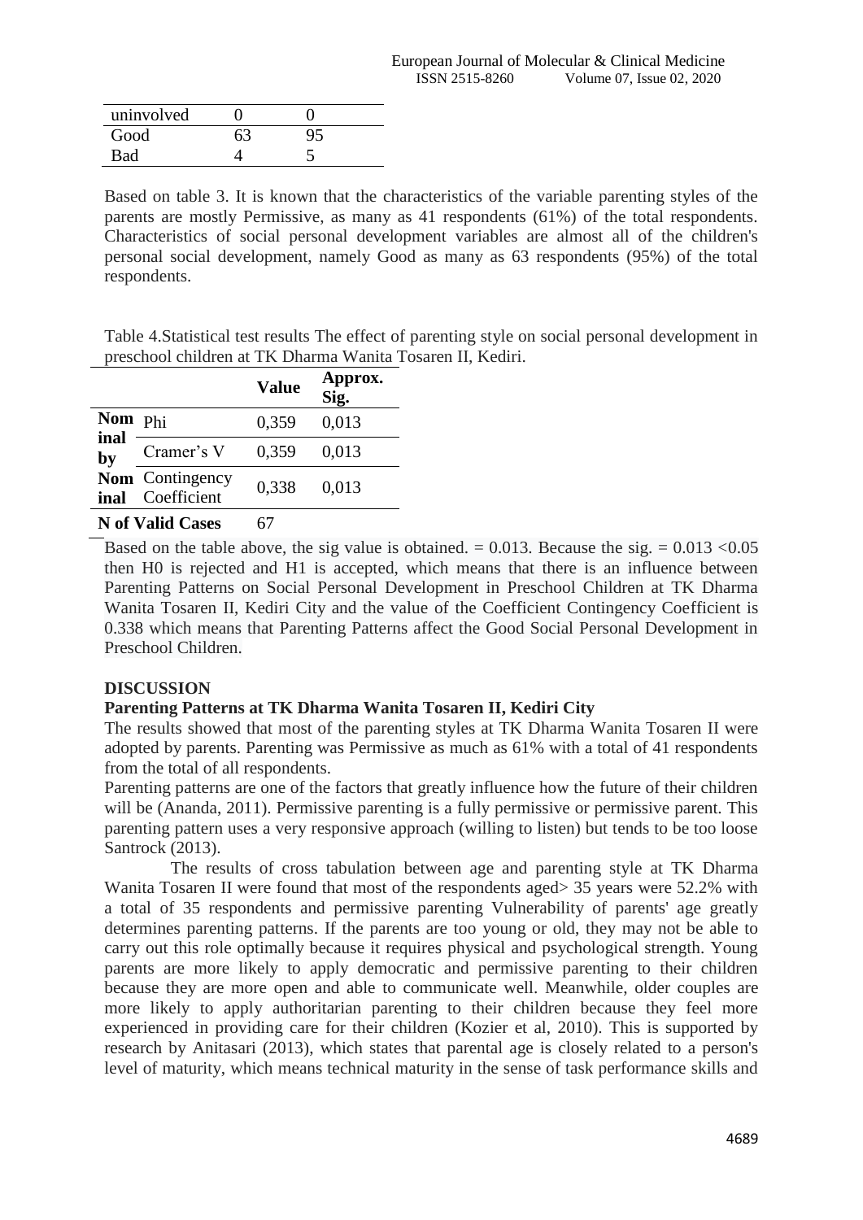| | | |
|---|---|---|
| uninvolved | 0 | 0 |
| Good | 63 | 95 |
| Bad | 4 | 5 |

Based on table 3. It is known that the characteristics of the variable parenting styles of the parents are mostly Permissive, as many as 41 respondents (61%) of the total respondents. Characteristics of social personal development variables are almost all of the children's personal social development, namely Good as many as 63 respondents (95%) of the total respondents.

Table 4.Statistical test results The effect of parenting style on social personal development in preschool children at TK Dharma Wanita Tosaren II, Kediri.

| | | Value | Approx. Sig. |
|---|---|---|---|
| **Nominal by Nominal** | Phi | 0,359 | 0,013 |
| | Cramer's V | 0,359 | 0,013 |
| | Contingency Coefficient | 0,338 | 0,013 |
| **N of Valid Cases** | | 67 | |

Based on the table above, the sig value is obtained. = 0.013. Because the sig. = 0.013 <0.05 then H0 is rejected and H1 is accepted, which means that there is an influence between Parenting Patterns on Social Personal Development in Preschool Children at TK Dharma Wanita Tosaren II, Kediri City and the value of the Coefficient Contingency Coefficient is 0.338 which means that Parenting Patterns affect the Good Social Personal Development in Preschool Children.

**DISCUSSION**

**Parenting Patterns at TK Dharma Wanita Tosaren II, Kediri City**

The results showed that most of the parenting styles at TK Dharma Wanita Tosaren II were adopted by parents. Parenting was Permissive as much as 61% with a total of 41 respondents from the total of all respondents.

Parenting patterns are one of the factors that greatly influence how the future of their children will be (Ananda, 2011). Permissive parenting is a fully permissive or permissive parent. This parenting pattern uses a very responsive approach (willing to listen) but tends to be too loose Santrock (2013).

The results of cross tabulation between age and parenting style at TK Dharma Wanita Tosaren II were found that most of the respondents aged> 35 years were 52.2% with a total of 35 respondents and permissive parenting Vulnerability of parents' age greatly determines parenting patterns. If the parents are too young or old, they may not be able to carry out this role optimally because it requires physical and psychological strength. Young parents are more likely to apply democratic and permissive parenting to their children because they are more open and able to communicate well. Meanwhile, older couples are more likely to apply authoritarian parenting to their children because they feel more experienced in providing care for their children (Kozier et al, 2010). This is supported by research by Anitasari (2013), which states that parental age is closely related to a person's level of maturity, which means technical maturity in the sense of task performance skills and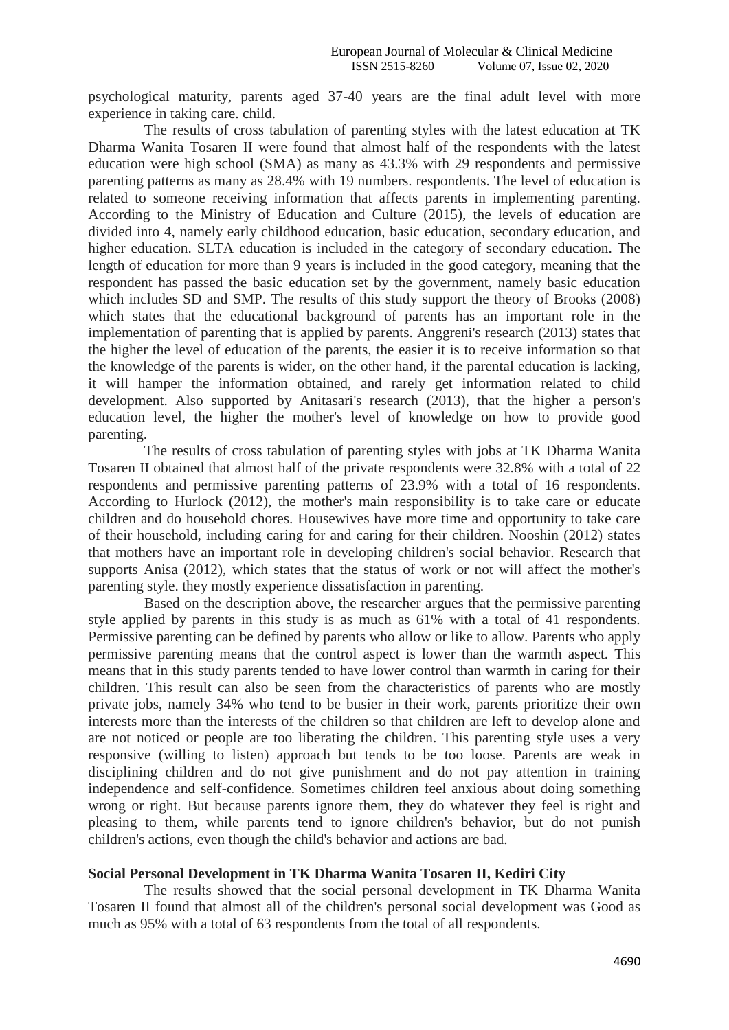psychological maturity, parents aged 37-40 years are the final adult level with more experience in taking care. child.

The results of cross tabulation of parenting styles with the latest education at TK Dharma Wanita Tosaren II were found that almost half of the respondents with the latest education were high school (SMA) as many as 43.3% with 29 respondents and permissive parenting patterns as many as 28.4% with 19 numbers. respondents. The level of education is related to someone receiving information that affects parents in implementing parenting. According to the Ministry of Education and Culture (2015), the levels of education are divided into 4, namely early childhood education, basic education, secondary education, and higher education. SLTA education is included in the category of secondary education. The length of education for more than 9 years is included in the good category, meaning that the respondent has passed the basic education set by the government, namely basic education which includes SD and SMP. The results of this study support the theory of Brooks (2008) which states that the educational background of parents has an important role in the implementation of parenting that is applied by parents. Anggreni's research (2013) states that the higher the level of education of the parents, the easier it is to receive information so that the knowledge of the parents is wider, on the other hand, if the parental education is lacking, it will hamper the information obtained, and rarely get information related to child development. Also supported by Anitasari's research (2013), that the higher a person's education level, the higher the mother's level of knowledge on how to provide good parenting.

The results of cross tabulation of parenting styles with jobs at TK Dharma Wanita Tosaren II obtained that almost half of the private respondents were 32.8% with a total of 22 respondents and permissive parenting patterns of 23.9% with a total of 16 respondents. According to Hurlock (2012), the mother's main responsibility is to take care or educate children and do household chores. Housewives have more time and opportunity to take care of their household, including caring for and caring for their children. Nooshin (2012) states that mothers have an important role in developing children's social behavior. Research that supports Anisa (2012), which states that the status of work or not will affect the mother's parenting style. they mostly experience dissatisfaction in parenting.

Based on the description above, the researcher argues that the permissive parenting style applied by parents in this study is as much as 61% with a total of 41 respondents. Permissive parenting can be defined by parents who allow or like to allow. Parents who apply permissive parenting means that the control aspect is lower than the warmth aspect. This means that in this study parents tended to have lower control than warmth in caring for their children. This result can also be seen from the characteristics of parents who are mostly private jobs, namely 34% who tend to be busier in their work, parents prioritize their own interests more than the interests of the children so that children are left to develop alone and are not noticed or people are too liberating the children. This parenting style uses a very responsive (willing to listen) approach but tends to be too loose. Parents are weak in disciplining children and do not give punishment and do not pay attention in training independence and self-confidence. Sometimes children feel anxious about doing something wrong or right. But because parents ignore them, they do whatever they feel is right and pleasing to them, while parents tend to ignore children's behavior, but do not punish children's actions, even though the child's behavior and actions are bad.

**Social Personal Development in TK Dharma Wanita Tosaren II, Kediri City**

The results showed that the social personal development in TK Dharma Wanita Tosaren II found that almost all of the children's personal social development was Good as much as 95% with a total of 63 respondents from the total of all respondents.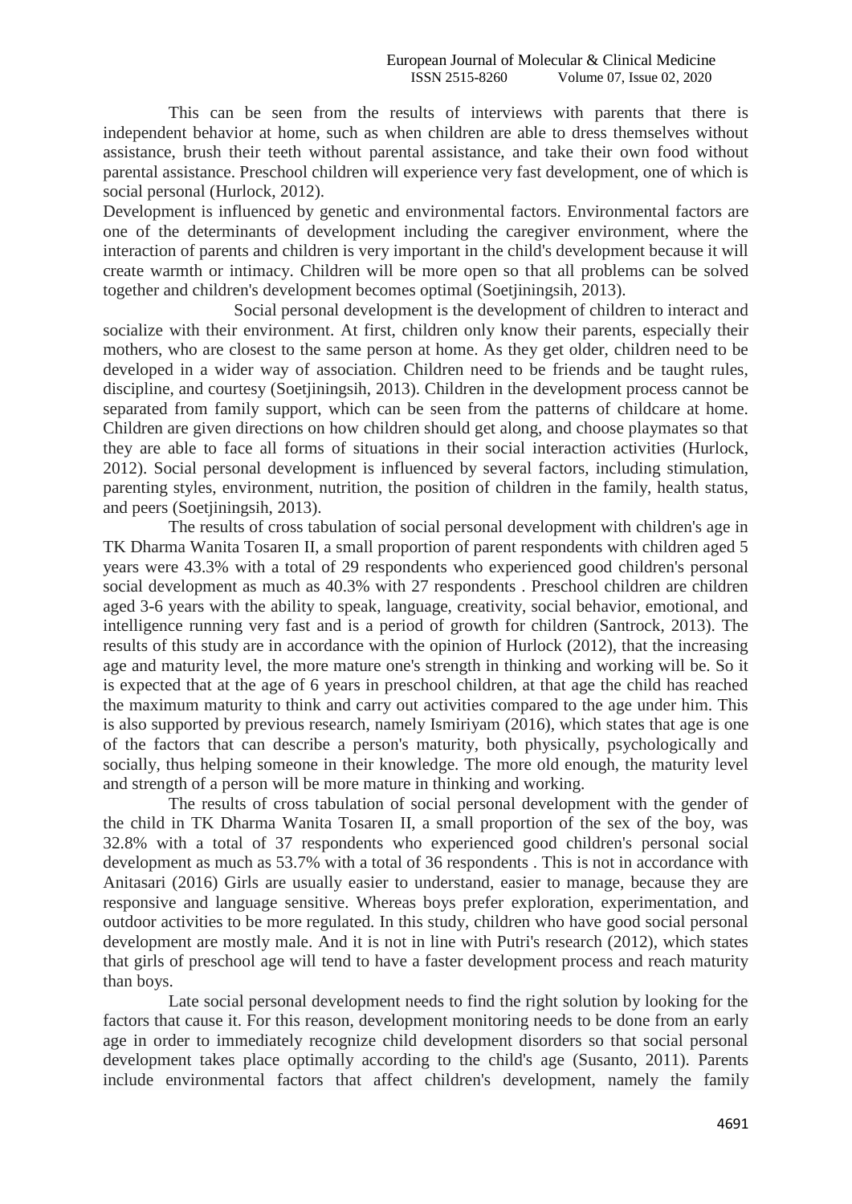This can be seen from the results of interviews with parents that there is independent behavior at home, such as when children are able to dress themselves without assistance, brush their teeth without parental assistance, and take their own food without parental assistance. Preschool children will experience very fast development, one of which is social personal (Hurlock, 2012).

Development is influenced by genetic and environmental factors. Environmental factors are one of the determinants of development including the caregiver environment, where the interaction of parents and children is very important in the child's development because it will create warmth or intimacy. Children will be more open so that all problems can be solved together and children's development becomes optimal (Soetjiningsih, 2013).

Social personal development is the development of children to interact and socialize with their environment. At first, children only know their parents, especially their mothers, who are closest to the same person at home. As they get older, children need to be developed in a wider way of association. Children need to be friends and be taught rules, discipline, and courtesy (Soetjiningsih, 2013). Children in the development process cannot be separated from family support, which can be seen from the patterns of childcare at home. Children are given directions on how children should get along, and choose playmates so that they are able to face all forms of situations in their social interaction activities (Hurlock, 2012). Social personal development is influenced by several factors, including stimulation, parenting styles, environment, nutrition, the position of children in the family, health status, and peers (Soetjiningsih, 2013).

The results of cross tabulation of social personal development with children's age in TK Dharma Wanita Tosaren II, a small proportion of parent respondents with children aged 5 years were 43.3% with a total of 29 respondents who experienced good children's personal social development as much as 40.3% with 27 respondents . Preschool children are children aged 3-6 years with the ability to speak, language, creativity, social behavior, emotional, and intelligence running very fast and is a period of growth for children (Santrock, 2013). The results of this study are in accordance with the opinion of Hurlock (2012), that the increasing age and maturity level, the more mature one's strength in thinking and working will be. So it is expected that at the age of 6 years in preschool children, at that age the child has reached the maximum maturity to think and carry out activities compared to the age under him. This is also supported by previous research, namely Ismiriyam (2016), which states that age is one of the factors that can describe a person's maturity, both physically, psychologically and socially, thus helping someone in their knowledge. The more old enough, the maturity level and strength of a person will be more mature in thinking and working.

The results of cross tabulation of social personal development with the gender of the child in TK Dharma Wanita Tosaren II, a small proportion of the sex of the boy, was 32.8% with a total of 37 respondents who experienced good children's personal social development as much as 53.7% with a total of 36 respondents . This is not in accordance with Anitasari (2016) Girls are usually easier to understand, easier to manage, because they are responsive and language sensitive. Whereas boys prefer exploration, experimentation, and outdoor activities to be more regulated. In this study, children who have good social personal development are mostly male. And it is not in line with Putri's research (2012), which states that girls of preschool age will tend to have a faster development process and reach maturity than boys.

Late social personal development needs to find the right solution by looking for the factors that cause it. For this reason, development monitoring needs to be done from an early age in order to immediately recognize child development disorders so that social personal development takes place optimally according to the child's age (Susanto, 2011). Parents include environmental factors that affect children's development, namely the family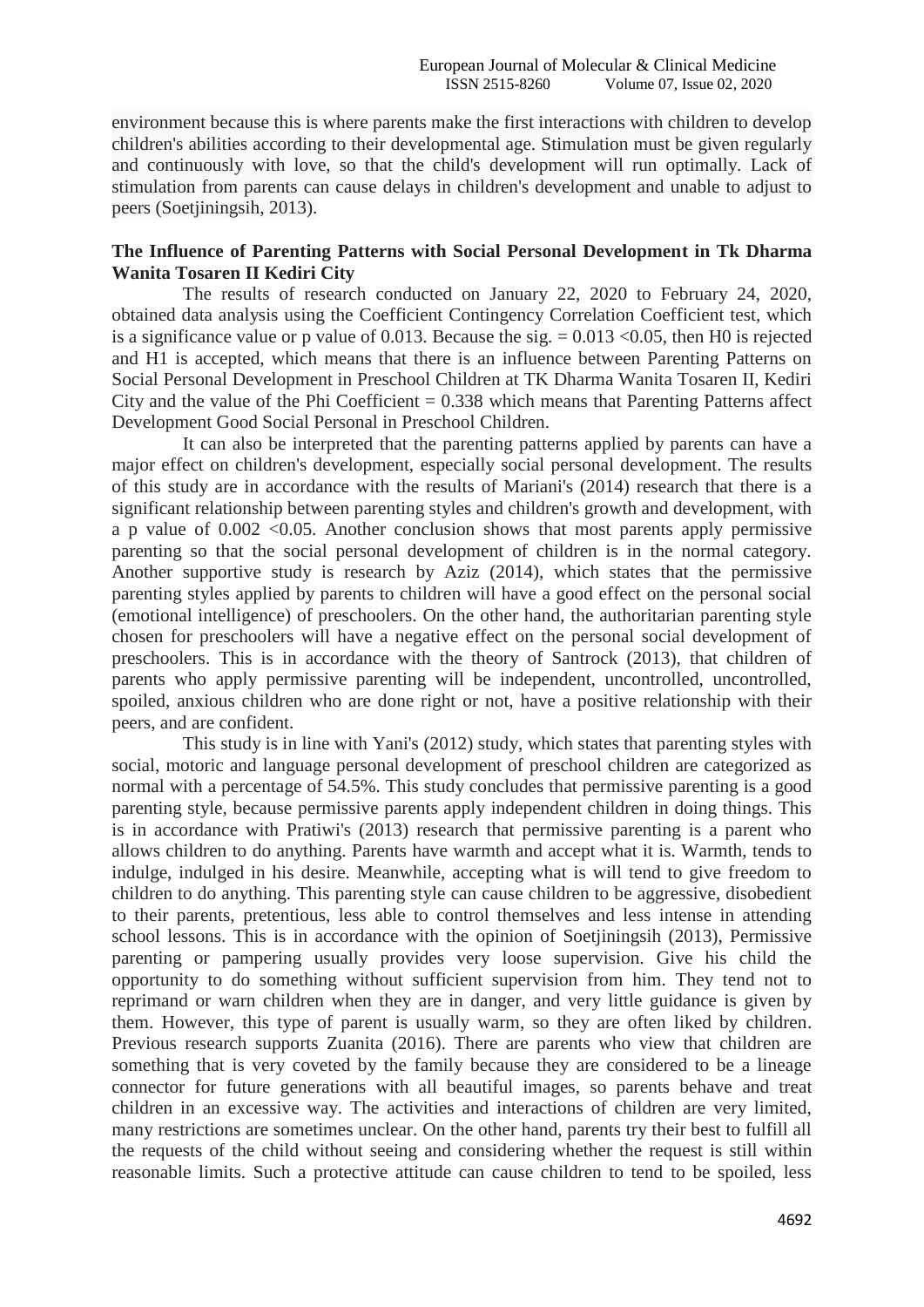environment because this is where parents make the first interactions with children to develop children's abilities according to their developmental age. Stimulation must be given regularly and continuously with love, so that the child's development will run optimally. Lack of stimulation from parents can cause delays in children's development and unable to adjust to peers (Soetjiningsih, 2013).

**The Influence of Parenting Patterns with Social Personal Development in Tk Dharma Wanita Tosaren II Kediri City**

The results of research conducted on January 22, 2020 to February 24, 2020, obtained data analysis using the Coefficient Contingency Correlation Coefficient test, which is a significance value or p value of 0.013. Because the sig. = 0.013 <0.05, then H0 is rejected and H1 is accepted, which means that there is an influence between Parenting Patterns on Social Personal Development in Preschool Children at TK Dharma Wanita Tosaren II, Kediri City and the value of the Phi Coefficient = 0.338 which means that Parenting Patterns affect Development Good Social Personal in Preschool Children.

It can also be interpreted that the parenting patterns applied by parents can have a major effect on children's development, especially social personal development. The results of this study are in accordance with the results of Mariani's (2014) research that there is a significant relationship between parenting styles and children's growth and development, with a p value of 0.002 <0.05. Another conclusion shows that most parents apply permissive parenting so that the social personal development of children is in the normal category. Another supportive study is research by Aziz (2014), which states that the permissive parenting styles applied by parents to children will have a good effect on the personal social (emotional intelligence) of preschoolers. On the other hand, the authoritarian parenting style chosen for preschoolers will have a negative effect on the personal social development of preschoolers. This is in accordance with the theory of Santrock (2013), that children of parents who apply permissive parenting will be independent, uncontrolled, uncontrolled, spoiled, anxious children who are done right or not, have a positive relationship with their peers, and are confident.

This study is in line with Yani's (2012) study, which states that parenting styles with social, motoric and language personal development of preschool children are categorized as normal with a percentage of 54.5%. This study concludes that permissive parenting is a good parenting style, because permissive parents apply independent children in doing things. This is in accordance with Pratiwi's (2013) research that permissive parenting is a parent who allows children to do anything. Parents have warmth and accept what it is. Warmth, tends to indulge, indulged in his desire. Meanwhile, accepting what is will tend to give freedom to children to do anything. This parenting style can cause children to be aggressive, disobedient to their parents, pretentious, less able to control themselves and less intense in attending school lessons. This is in accordance with the opinion of Soetjiningsih (2013), Permissive parenting or pampering usually provides very loose supervision. Give his child the opportunity to do something without sufficient supervision from him. They tend not to reprimand or warn children when they are in danger, and very little guidance is given by them. However, this type of parent is usually warm, so they are often liked by children. Previous research supports Zuanita (2016). There are parents who view that children are something that is very coveted by the family because they are considered to be a lineage connector for future generations with all beautiful images, so parents behave and treat children in an excessive way. The activities and interactions of children are very limited, many restrictions are sometimes unclear. On the other hand, parents try their best to fulfill all the requests of the child without seeing and considering whether the request is still within reasonable limits. Such a protective attitude can cause children to tend to be spoiled, less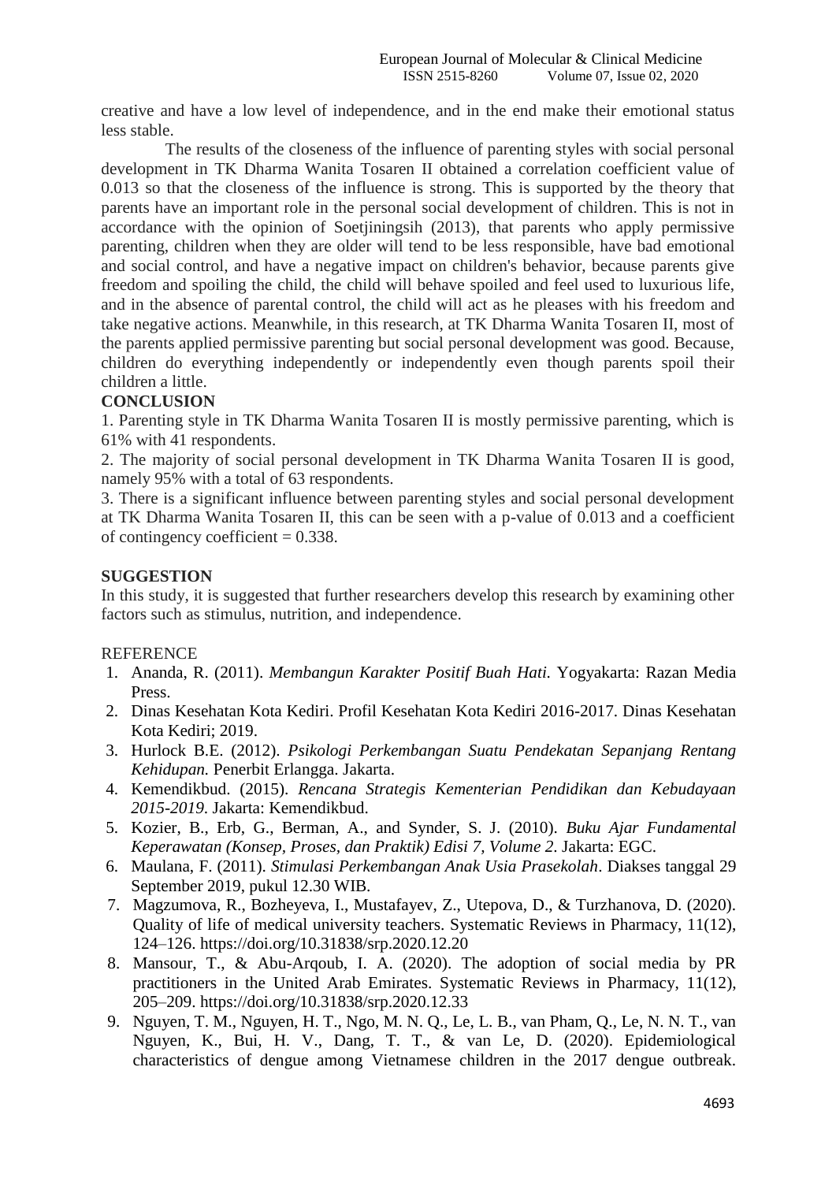creative and have a low level of independence, and in the end make their emotional status less stable.

The results of the closeness of the influence of parenting styles with social personal development in TK Dharma Wanita Tosaren II obtained a correlation coefficient value of 0.013 so that the closeness of the influence is strong. This is supported by the theory that parents have an important role in the personal social development of children. This is not in accordance with the opinion of Soetjiningsih (2013), that parents who apply permissive parenting, children when they are older will tend to be less responsible, have bad emotional and social control, and have a negative impact on children's behavior, because parents give freedom and spoiling the child, the child will behave spoiled and feel used to luxurious life, and in the absence of parental control, the child will act as he pleases with his freedom and take negative actions. Meanwhile, in this research, at TK Dharma Wanita Tosaren II, most of the parents applied permissive parenting but social personal development was good. Because, children do everything independently or independently even though parents spoil their children a little.

## CONCLUSION

1. Parenting style in TK Dharma Wanita Tosaren II is mostly permissive parenting, which is 61% with 41 respondents.
2. The majority of social personal development in TK Dharma Wanita Tosaren II is good, namely 95% with a total of 63 respondents.
3. There is a significant influence between parenting styles and social personal development at TK Dharma Wanita Tosaren II, this can be seen with a p-value of 0.013 and a coefficient of contingency coefficient = 0.338.

## SUGGESTION

In this study, it is suggested that further researchers develop this research by examining other factors such as stimulus, nutrition, and independence.

## REFERENCE

1. Ananda, R. (2011). *Membangun Karakter Positif Buah Hati.* Yogyakarta: Razan Media Press.
2. Dinas Kesehatan Kota Kediri. Profil Kesehatan Kota Kediri 2016-2017. Dinas Kesehatan Kota Kediri; 2019.
3. Hurlock B.E. (2012). *Psikologi Perkembangan Suatu Pendekatan Sepanjang Rentang Kehidupan.* Penerbit Erlangga. Jakarta.
4. Kemendikbud. (2015). *Rencana Strategis Kementerian Pendidikan dan Kebudayaan 2015-2019*. Jakarta: Kemendikbud.
5. Kozier, B., Erb, G., Berman, A., and Synder, S. J. (2010). *Buku Ajar Fundamental Keperawatan (Konsep, Proses, dan Praktik) Edisi 7, Volume 2*. Jakarta: EGC.
6. Maulana, F. (2011). *Stimulasi Perkembangan Anak Usia Prasekolah*. Diakses tanggal 29 September 2019, pukul 12.30 WIB.
7. Magzumova, R., Bozheyeva, I., Mustafayev, Z., Utepova, D., & Turzhanova, D. (2020). Quality of life of medical university teachers. Systematic Reviews in Pharmacy, 11(12), 124–126. https://doi.org/10.31838/srp.2020.12.20
8. Mansour, T., & Abu-Arqoub, I. A. (2020). The adoption of social media by PR practitioners in the United Arab Emirates. Systematic Reviews in Pharmacy, 11(12), 205–209. https://doi.org/10.31838/srp.2020.12.33
9. Nguyen, T. M., Nguyen, H. T., Ngo, M. N. Q., Le, L. B., van Pham, Q., Le, N. N. T., van Nguyen, K., Bui, H. V., Dang, T. T., & van Le, D. (2020). Epidemiological characteristics of dengue among Vietnamese children in the 2017 dengue outbreak.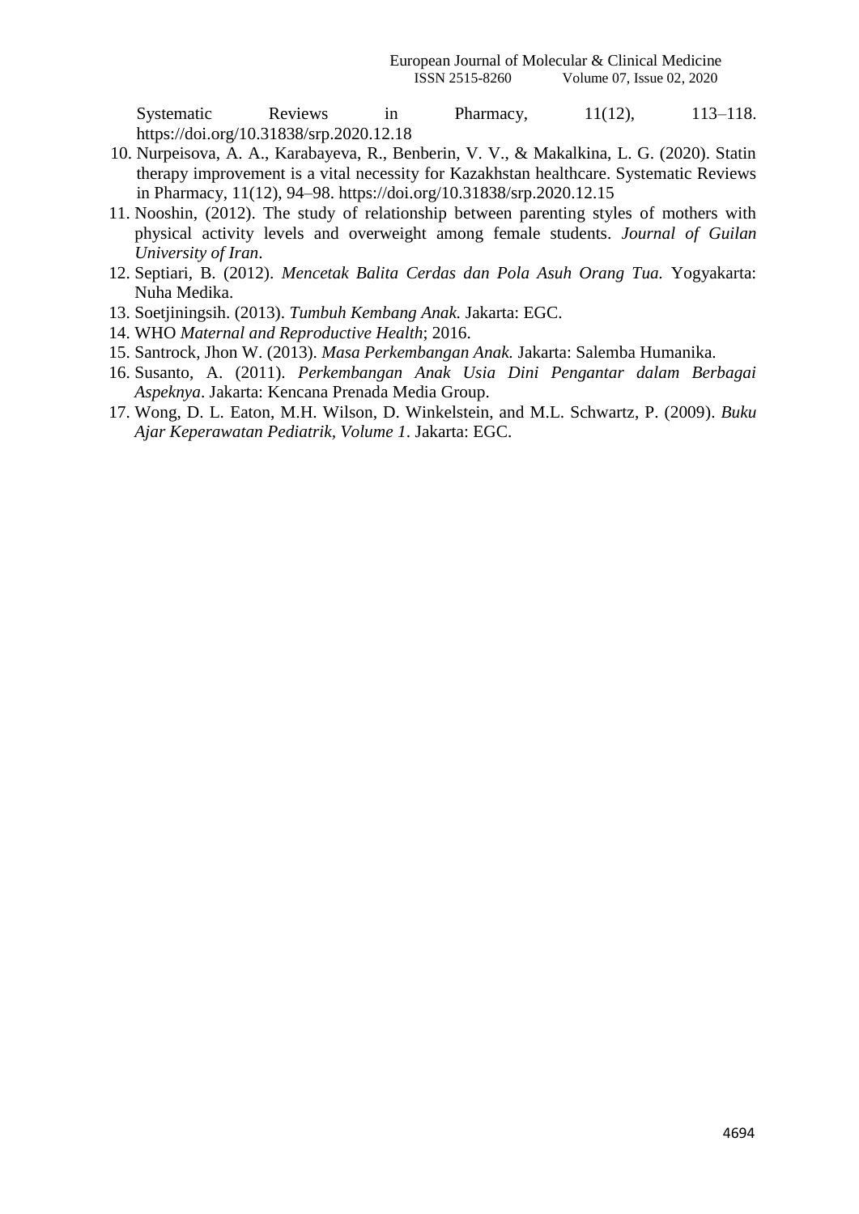Systematic Reviews in Pharmacy, 11(12), 113–118. https://doi.org/10.31838/srp.2020.12.18

10. Nurpeisova, A. A., Karabayeva, R., Benberin, V. V., & Makalkina, L. G. (2020). Statin therapy improvement is a vital necessity for Kazakhstan healthcare. Systematic Reviews in Pharmacy, 11(12), 94–98. https://doi.org/10.31838/srp.2020.12.15
11. Nooshin, (2012). The study of relationship between parenting styles of mothers with physical activity levels and overweight among female students. *Journal of Guilan University of Iran*.
12. Septiari, B. (2012). *Mencetak Balita Cerdas dan Pola Asuh Orang Tua.* Yogyakarta: Nuha Medika.
13. Soetjiningsih. (2013). *Tumbuh Kembang Anak.* Jakarta: EGC.
14. WHO *Maternal and Reproductive Health*; 2016.
15. Santrock, Jhon W. (2013). *Masa Perkembangan Anak.* Jakarta: Salemba Humanika.
16. Susanto, A. (2011). *Perkembangan Anak Usia Dini Pengantar dalam Berbagai Aspeknya*. Jakarta: Kencana Prenada Media Group.
17. Wong, D. L. Eaton, M.H. Wilson, D. Winkelstein, and M.L. Schwartz, P. (2009). *Buku Ajar Keperawatan Pediatrik, Volume 1*. Jakarta: EGC.